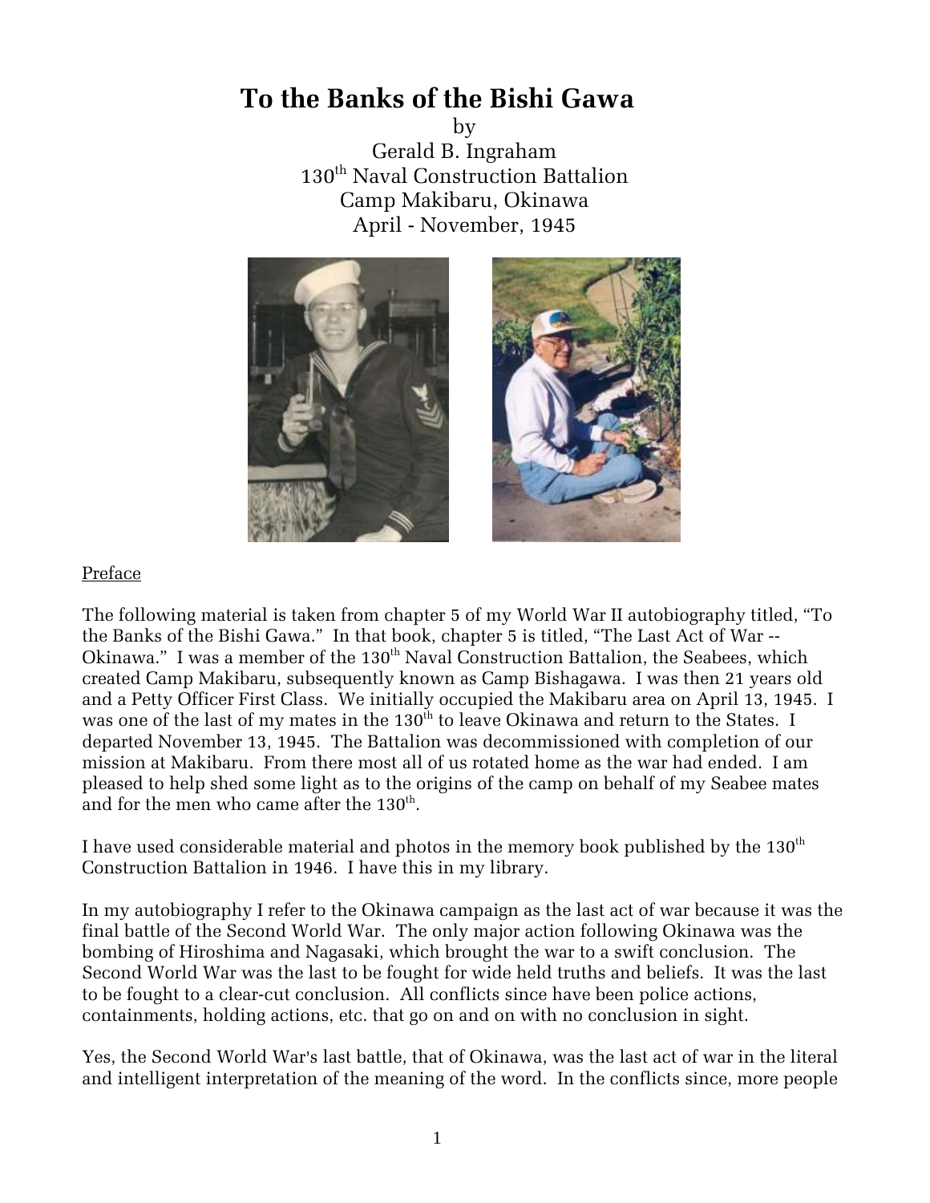# To the Banks of the Bishi Gawa

by
Gerald B. Ingraham
130th Naval Construction Battalion
Camp Makibaru, Okinawa
April - November, 1945

<u>Preface</u>

The following material is taken from chapter 5 of my World War II autobiography titled, "To the Banks of the Bishi Gawa." In that book, chapter 5 is titled, "The Last Act of War -- Okinawa." I was a member of the 130th Naval Construction Battalion, the Seabees, which created Camp Makibaru, subsequently known as Camp Bishagawa. I was then 21 years old and a Petty Officer First Class. We initially occupied the Makibaru area on April 13, 1945. I was one of the last of my mates in the 130th to leave Okinawa and return to the States. I departed November 13, 1945. The Battalion was decommissioned with completion of our mission at Makibaru. From there most all of us rotated home as the war had ended. I am pleased to help shed some light as to the origins of the camp on behalf of my Seabee mates and for the men who came after the 130th.

I have used considerable material and photos in the memory book published by the 130th Construction Battalion in 1946. I have this in my library.

In my autobiography I refer to the Okinawa campaign as the last act of war because it was the final battle of the Second World War. The only major action following Okinawa was the bombing of Hiroshima and Nagasaki, which brought the war to a swift conclusion. The Second World War was the last to be fought for wide held truths and beliefs. It was the last to be fought to a clear-cut conclusion. All conflicts since have been police actions, containments, holding actions, etc. that go on and on with no conclusion in sight.

Yes, the Second World War's last battle, that of Okinawa, was the last act of war in the literal and intelligent interpretation of the meaning of the word. In the conflicts since, more people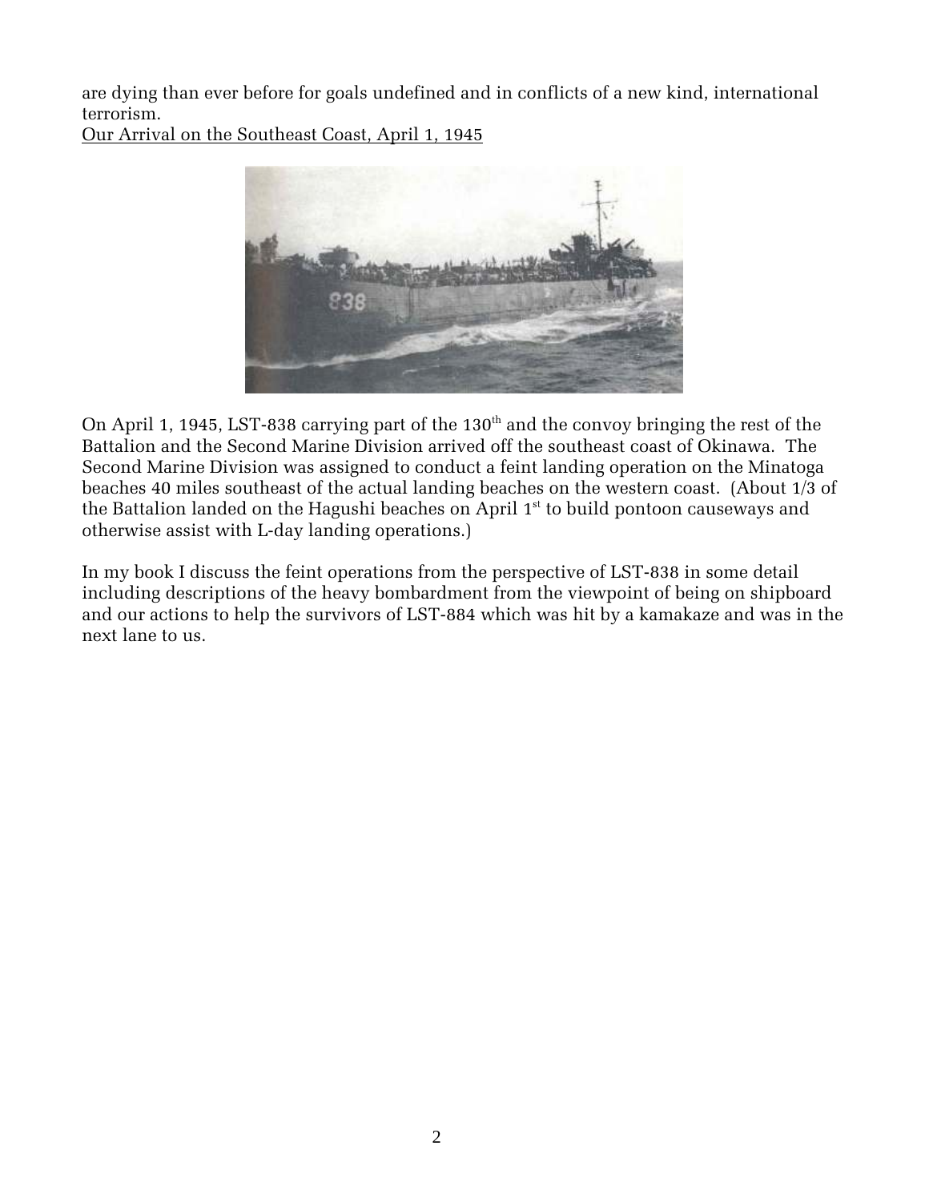are dying than ever before for goals undefined and in conflicts of a new kind, international terrorism.

Our Arrival on the Southeast Coast, April 1, 1945

On April 1, 1945, LST-838 carrying part of the 130th and the convoy bringing the rest of the Battalion and the Second Marine Division arrived off the southeast coast of Okinawa. The Second Marine Division was assigned to conduct a feint landing operation on the Minatoga beaches 40 miles southeast of the actual landing beaches on the western coast. (About 1/3 of the Battalion landed on the Hagushi beaches on April 1st to build pontoon causeways and otherwise assist with L-day landing operations.)

In my book I discuss the feint operations from the perspective of LST-838 in some detail including descriptions of the heavy bombardment from the viewpoint of being on shipboard and our actions to help the survivors of LST-884 which was hit by a kamakaze and was in the next lane to us.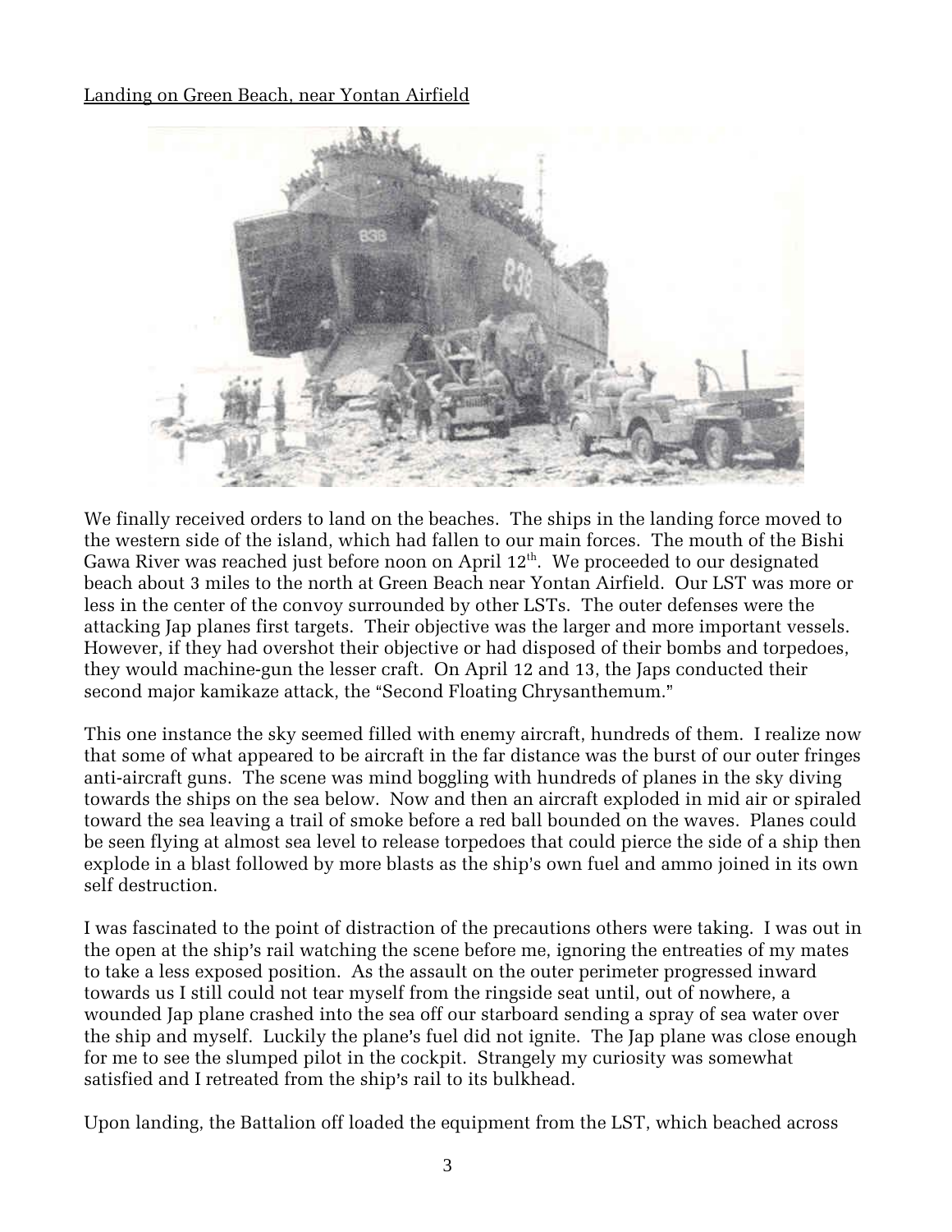Landing on Green Beach, near Yontan Airfield

We finally received orders to land on the beaches. The ships in the landing force moved to the western side of the island, which had fallen to our main forces. The mouth of the Bishi Gawa River was reached just before noon on April $12^{th}$. We proceeded to our designated beach about 3 miles to the north at Green Beach near Yontan Airfield. Our LST was more or less in the center of the convoy surrounded by other LSTs. The outer defenses were the attacking Jap planes first targets. Their objective was the larger and more important vessels. However, if they had overshot their objective or had disposed of their bombs and torpedoes, they would machine-gun the lesser craft. On April 12 and 13, the Japs conducted their second major kamikaze attack, the "Second Floating Chrysanthemum."

This one instance the sky seemed filled with enemy aircraft, hundreds of them. I realize now that some of what appeared to be aircraft in the far distance was the burst of our outer fringes anti-aircraft guns. The scene was mind boggling with hundreds of planes in the sky diving towards the ships on the sea below. Now and then an aircraft exploded in mid air or spiraled toward the sea leaving a trail of smoke before a red ball bounded on the waves. Planes could be seen flying at almost sea level to release torpedoes that could pierce the side of a ship then explode in a blast followed by more blasts as the ship's own fuel and ammo joined in its own self destruction.

I was fascinated to the point of distraction of the precautions others were taking. I was out in the open at the ship's rail watching the scene before me, ignoring the entreaties of my mates to take a less exposed position. As the assault on the outer perimeter progressed inward towards us I still could not tear myself from the ringside seat until, out of nowhere, a wounded Jap plane crashed into the sea off our starboard sending a spray of sea water over the ship and myself. Luckily the plane's fuel did not ignite. The Jap plane was close enough for me to see the slumped pilot in the cockpit. Strangely my curiosity was somewhat satisfied and I retreated from the ship's rail to its bulkhead.

Upon landing, the Battalion off loaded the equipment from the LST, which beached across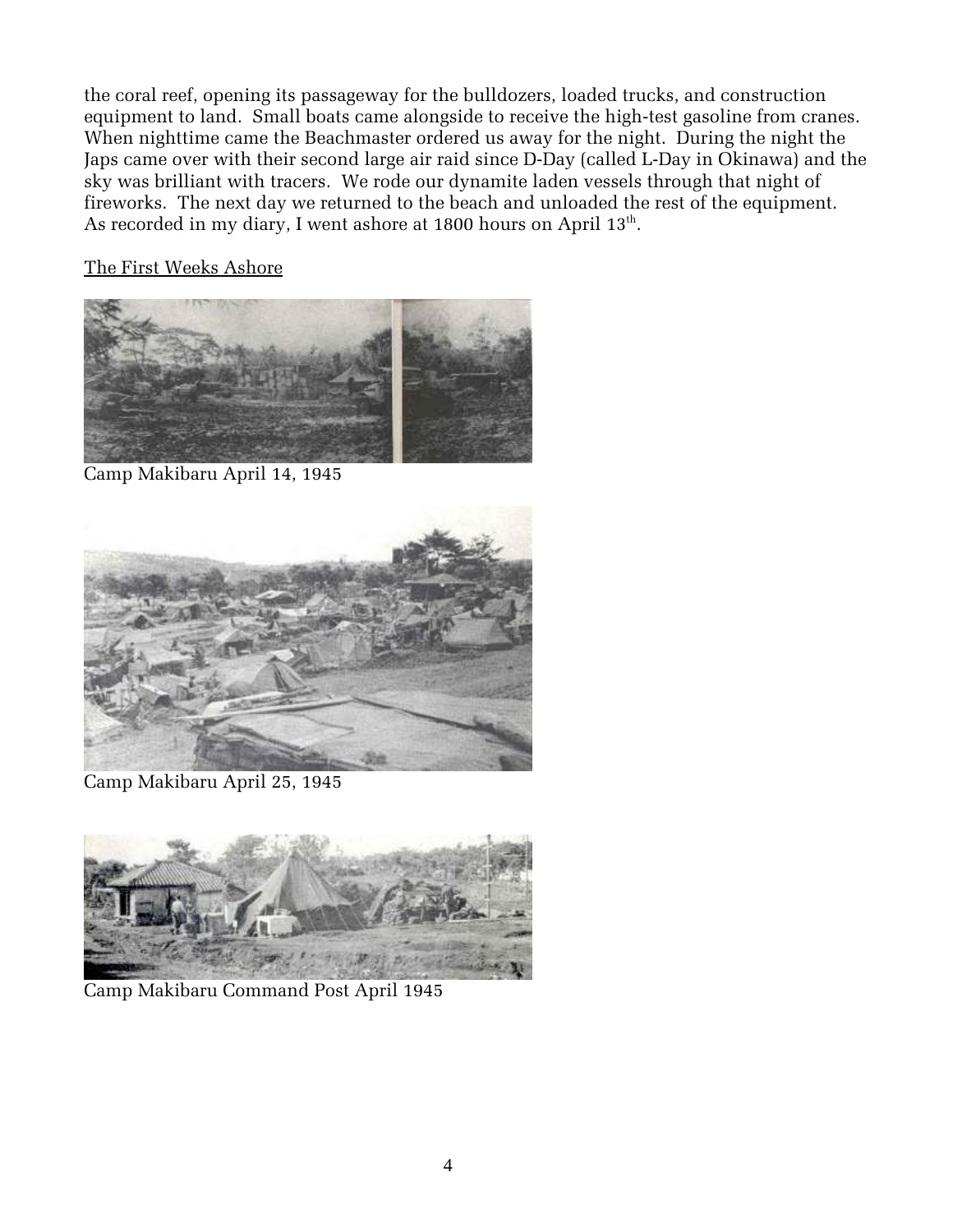the coral reef, opening its passageway for the bulldozers, loaded trucks, and construction equipment to land. Small boats came alongside to receive the high-test gasoline from cranes. When nighttime came the Beachmaster ordered us away for the night. During the night the Japs came over with their second large air raid since D-Day (called L-Day in Okinawa) and the sky was brilliant with tracers. We rode our dynamite laden vessels through that night of fireworks. The next day we returned to the beach and unloaded the rest of the equipment. As recorded in my diary, I went ashore at 1800 hours on April 13th.

<u>The First Weeks Ashore</u>

Camp Makibaru April 14, 1945

Camp Makibaru April 25, 1945

Camp Makibaru Command Post April 1945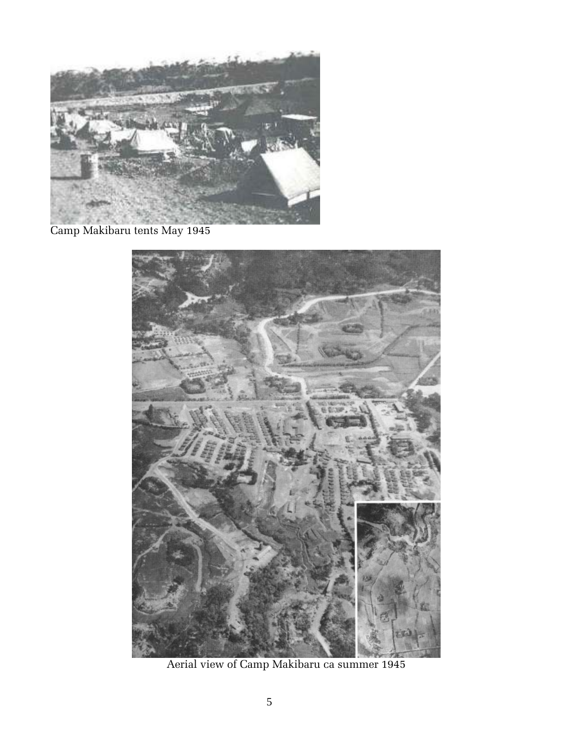Camp Makibaru tents May 1945

Aerial view of Camp Makibaru ca summer 1945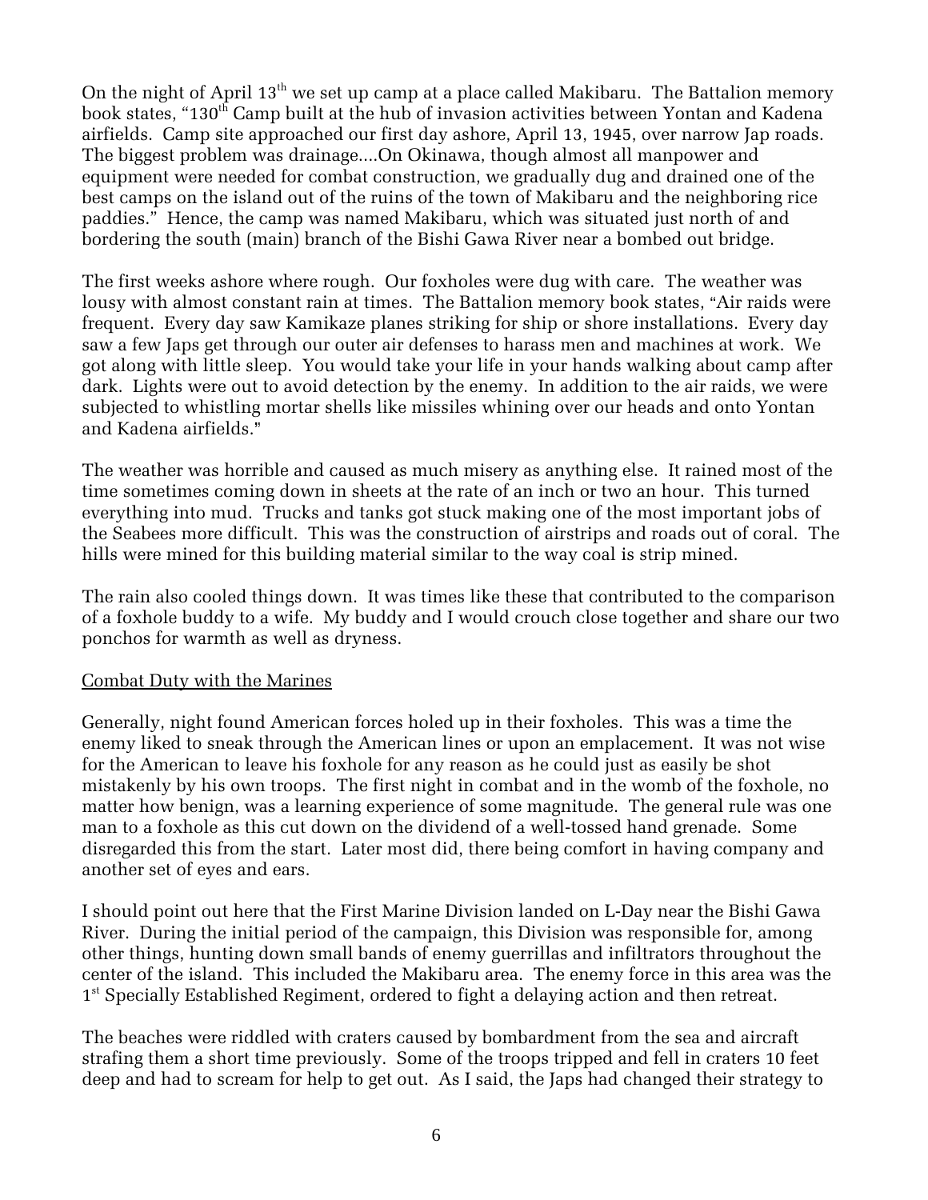On the night of April 13th we set up camp at a place called Makibaru. The Battalion memory book states, "130th Camp built at the hub of invasion activities between Yontan and Kadena airfields. Camp site approached our first day ashore, April 13, 1945, over narrow Jap roads. The biggest problem was drainage....On Okinawa, though almost all manpower and equipment were needed for combat construction, we gradually dug and drained one of the best camps on the island out of the ruins of the town of Makibaru and the neighboring rice paddies." Hence, the camp was named Makibaru, which was situated just north of and bordering the south (main) branch of the Bishi Gawa River near a bombed out bridge.

The first weeks ashore where rough. Our foxholes were dug with care. The weather was lousy with almost constant rain at times. The Battalion memory book states, "Air raids were frequent. Every day saw Kamikaze planes striking for ship or shore installations. Every day saw a few Japs get through our outer air defenses to harass men and machines at work. We got along with little sleep. You would take your life in your hands walking about camp after dark. Lights were out to avoid detection by the enemy. In addition to the air raids, we were subjected to whistling mortar shells like missiles whining over our heads and onto Yontan and Kadena airfields."

The weather was horrible and caused as much misery as anything else. It rained most of the time sometimes coming down in sheets at the rate of an inch or two an hour. This turned everything into mud. Trucks and tanks got stuck making one of the most important jobs of the Seabees more difficult. This was the construction of airstrips and roads out of coral. The hills were mined for this building material similar to the way coal is strip mined.

The rain also cooled things down. It was times like these that contributed to the comparison of a foxhole buddy to a wife. My buddy and I would crouch close together and share our two ponchos for warmth as well as dryness.

## Combat Duty with the Marines

Generally, night found American forces holed up in their foxholes. This was a time the enemy liked to sneak through the American lines or upon an emplacement. It was not wise for the American to leave his foxhole for any reason as he could just as easily be shot mistakenly by his own troops. The first night in combat and in the womb of the foxhole, no matter how benign, was a learning experience of some magnitude. The general rule was one man to a foxhole as this cut down on the dividend of a well-tossed hand grenade. Some disregarded this from the start. Later most did, there being comfort in having company and another set of eyes and ears.

I should point out here that the First Marine Division landed on L-Day near the Bishi Gawa River. During the initial period of the campaign, this Division was responsible for, among other things, hunting down small bands of enemy guerrillas and infiltrators throughout the center of the island. This included the Makibaru area. The enemy force in this area was the 1st Specially Established Regiment, ordered to fight a delaying action and then retreat.

The beaches were riddled with craters caused by bombardment from the sea and aircraft strafing them a short time previously. Some of the troops tripped and fell in craters 10 feet deep and had to scream for help to get out. As I said, the Japs had changed their strategy to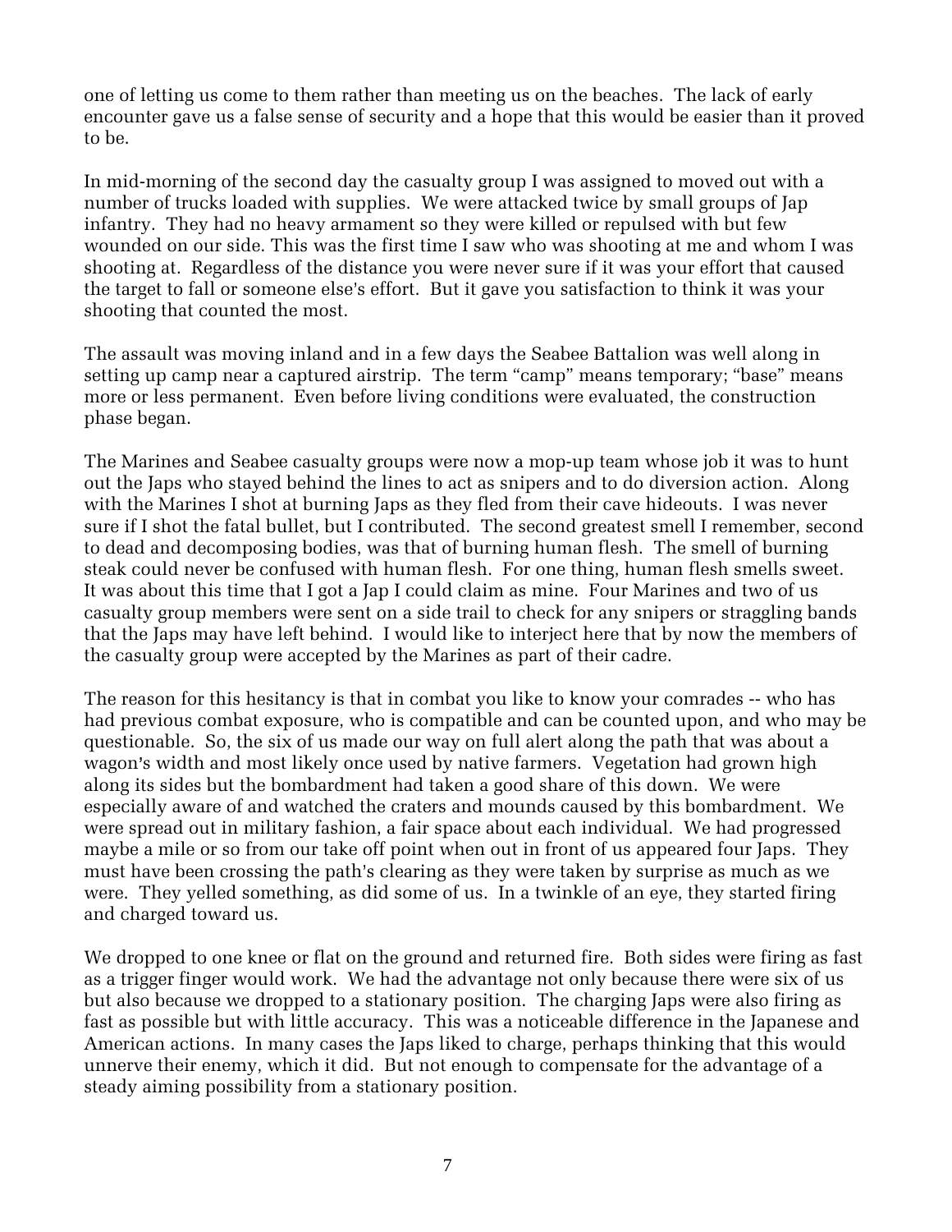one of letting us come to them rather than meeting us on the beaches. The lack of early encounter gave us a false sense of security and a hope that this would be easier than it proved to be.

In mid-morning of the second day the casualty group I was assigned to moved out with a number of trucks loaded with supplies. We were attacked twice by small groups of Jap infantry. They had no heavy armament so they were killed or repulsed with but few wounded on our side. This was the first time I saw who was shooting at me and whom I was shooting at. Regardless of the distance you were never sure if it was your effort that caused the target to fall or someone else's effort. But it gave you satisfaction to think it was your shooting that counted the most.

The assault was moving inland and in a few days the Seabee Battalion was well along in setting up camp near a captured airstrip. The term "camp" means temporary; "base" means more or less permanent. Even before living conditions were evaluated, the construction phase began.

The Marines and Seabee casualty groups were now a mop-up team whose job it was to hunt out the Japs who stayed behind the lines to act as snipers and to do diversion action. Along with the Marines I shot at burning Japs as they fled from their cave hideouts. I was never sure if I shot the fatal bullet, but I contributed. The second greatest smell I remember, second to dead and decomposing bodies, was that of burning human flesh. The smell of burning steak could never be confused with human flesh. For one thing, human flesh smells sweet. It was about this time that I got a Jap I could claim as mine. Four Marines and two of us casualty group members were sent on a side trail to check for any snipers or straggling bands that the Japs may have left behind. I would like to interject here that by now the members of the casualty group were accepted by the Marines as part of their cadre.

The reason for this hesitancy is that in combat you like to know your comrades -- who has had previous combat exposure, who is compatible and can be counted upon, and who may be questionable. So, the six of us made our way on full alert along the path that was about a wagon's width and most likely once used by native farmers. Vegetation had grown high along its sides but the bombardment had taken a good share of this down. We were especially aware of and watched the craters and mounds caused by this bombardment. We were spread out in military fashion, a fair space about each individual. We had progressed maybe a mile or so from our take off point when out in front of us appeared four Japs. They must have been crossing the path's clearing as they were taken by surprise as much as we were. They yelled something, as did some of us. In a twinkle of an eye, they started firing and charged toward us.

We dropped to one knee or flat on the ground and returned fire. Both sides were firing as fast as a trigger finger would work. We had the advantage not only because there were six of us but also because we dropped to a stationary position. The charging Japs were also firing as fast as possible but with little accuracy. This was a noticeable difference in the Japanese and American actions. In many cases the Japs liked to charge, perhaps thinking that this would unnerve their enemy, which it did. But not enough to compensate for the advantage of a steady aiming possibility from a stationary position.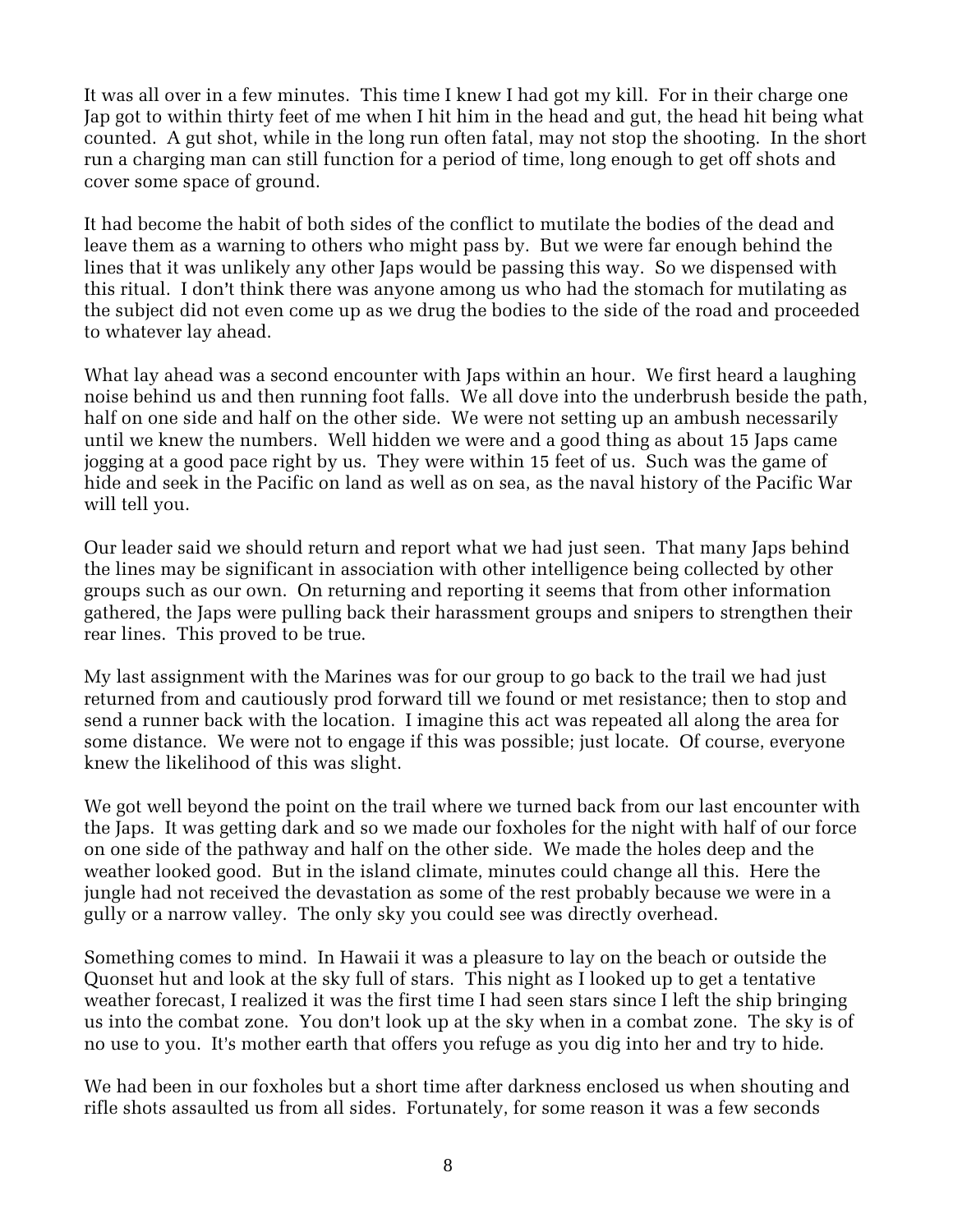It was all over in a few minutes. This time I knew I had got my kill. For in their charge one Jap got to within thirty feet of me when I hit him in the head and gut, the head hit being what counted. A gut shot, while in the long run often fatal, may not stop the shooting. In the short run a charging man can still function for a period of time, long enough to get off shots and cover some space of ground.

It had become the habit of both sides of the conflict to mutilate the bodies of the dead and leave them as a warning to others who might pass by. But we were far enough behind the lines that it was unlikely any other Japs would be passing this way. So we dispensed with this ritual. I don't think there was anyone among us who had the stomach for mutilating as the subject did not even come up as we drug the bodies to the side of the road and proceeded to whatever lay ahead.

What lay ahead was a second encounter with Japs within an hour. We first heard a laughing noise behind us and then running foot falls. We all dove into the underbrush beside the path, half on one side and half on the other side. We were not setting up an ambush necessarily until we knew the numbers. Well hidden we were and a good thing as about 15 Japs came jogging at a good pace right by us. They were within 15 feet of us. Such was the game of hide and seek in the Pacific on land as well as on sea, as the naval history of the Pacific War will tell you.

Our leader said we should return and report what we had just seen. That many Japs behind the lines may be significant in association with other intelligence being collected by other groups such as our own. On returning and reporting it seems that from other information gathered, the Japs were pulling back their harassment groups and snipers to strengthen their rear lines. This proved to be true.

My last assignment with the Marines was for our group to go back to the trail we had just returned from and cautiously prod forward till we found or met resistance; then to stop and send a runner back with the location. I imagine this act was repeated all along the area for some distance. We were not to engage if this was possible; just locate. Of course, everyone knew the likelihood of this was slight.

We got well beyond the point on the trail where we turned back from our last encounter with the Japs. It was getting dark and so we made our foxholes for the night with half of our force on one side of the pathway and half on the other side. We made the holes deep and the weather looked good. But in the island climate, minutes could change all this. Here the jungle had not received the devastation as some of the rest probably because we were in a gully or a narrow valley. The only sky you could see was directly overhead.

Something comes to mind. In Hawaii it was a pleasure to lay on the beach or outside the Quonset hut and look at the sky full of stars. This night as I looked up to get a tentative weather forecast, I realized it was the first time I had seen stars since I left the ship bringing us into the combat zone. You don't look up at the sky when in a combat zone. The sky is of no use to you. It's mother earth that offers you refuge as you dig into her and try to hide.

We had been in our foxholes but a short time after darkness enclosed us when shouting and rifle shots assaulted us from all sides. Fortunately, for some reason it was a few seconds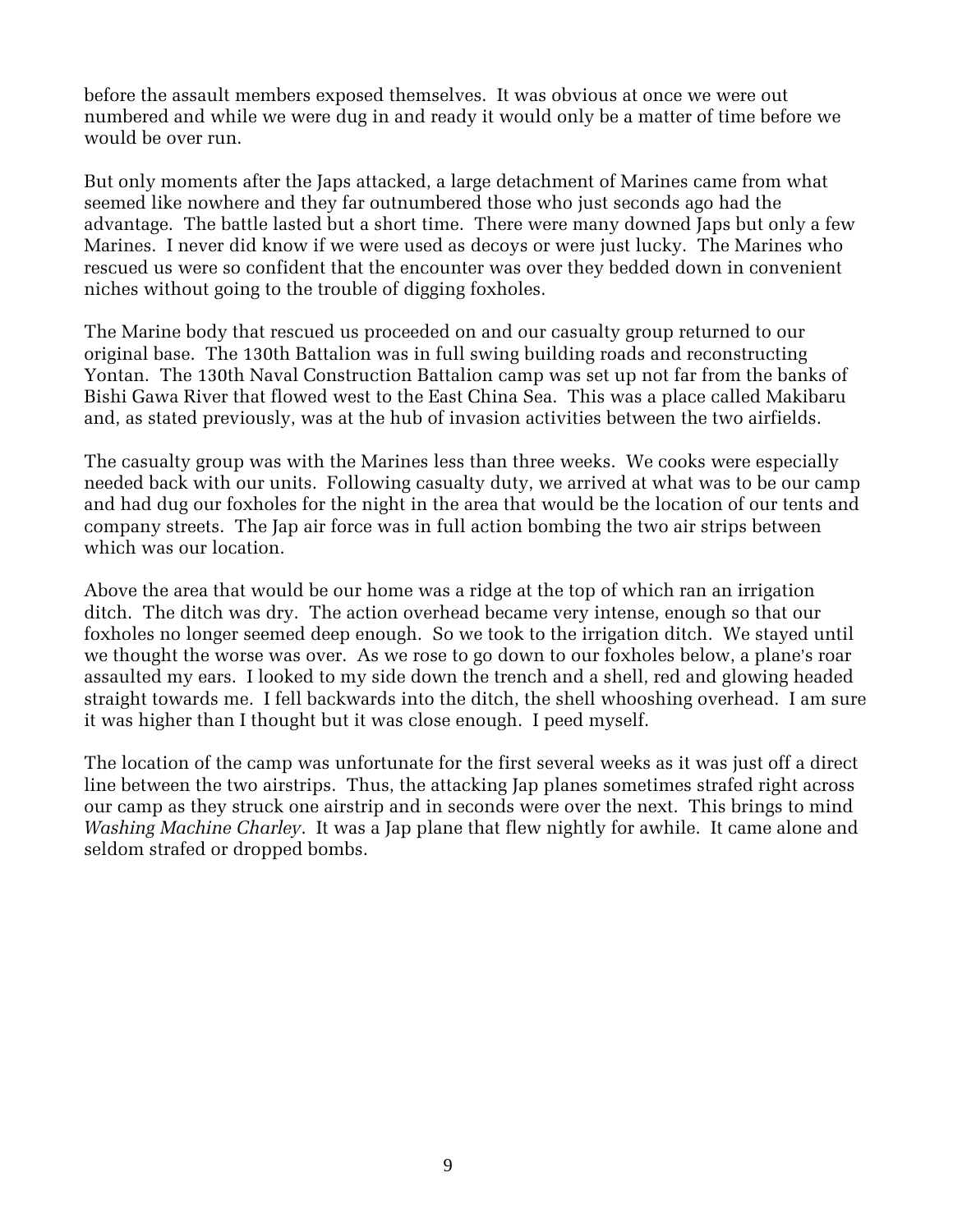before the assault members exposed themselves. It was obvious at once we were out numbered and while we were dug in and ready it would only be a matter of time before we would be over run.

But only moments after the Japs attacked, a large detachment of Marines came from what seemed like nowhere and they far outnumbered those who just seconds ago had the advantage. The battle lasted but a short time. There were many downed Japs but only a few Marines. I never did know if we were used as decoys or were just lucky. The Marines who rescued us were so confident that the encounter was over they bedded down in convenient niches without going to the trouble of digging foxholes.

The Marine body that rescued us proceeded on and our casualty group returned to our original base. The 130th Battalion was in full swing building roads and reconstructing Yontan. The 130th Naval Construction Battalion camp was set up not far from the banks of Bishi Gawa River that flowed west to the East China Sea. This was a place called Makibaru and, as stated previously, was at the hub of invasion activities between the two airfields.

The casualty group was with the Marines less than three weeks. We cooks were especially needed back with our units. Following casualty duty, we arrived at what was to be our camp and had dug our foxholes for the night in the area that would be the location of our tents and company streets. The Jap air force was in full action bombing the two air strips between which was our location.

Above the area that would be our home was a ridge at the top of which ran an irrigation ditch. The ditch was dry. The action overhead became very intense, enough so that our foxholes no longer seemed deep enough. So we took to the irrigation ditch. We stayed until we thought the worse was over. As we rose to go down to our foxholes below, a plane's roar assaulted my ears. I looked to my side down the trench and a shell, red and glowing headed straight towards me. I fell backwards into the ditch, the shell whooshing overhead. I am sure it was higher than I thought but it was close enough. I peed myself.

The location of the camp was unfortunate for the first several weeks as it was just off a direct line between the two airstrips. Thus, the attacking Jap planes sometimes strafed right across our camp as they struck one airstrip and in seconds were over the next. This brings to mind *Washing Machine Charley*. It was a Jap plane that flew nightly for awhile. It came alone and seldom strafed or dropped bombs.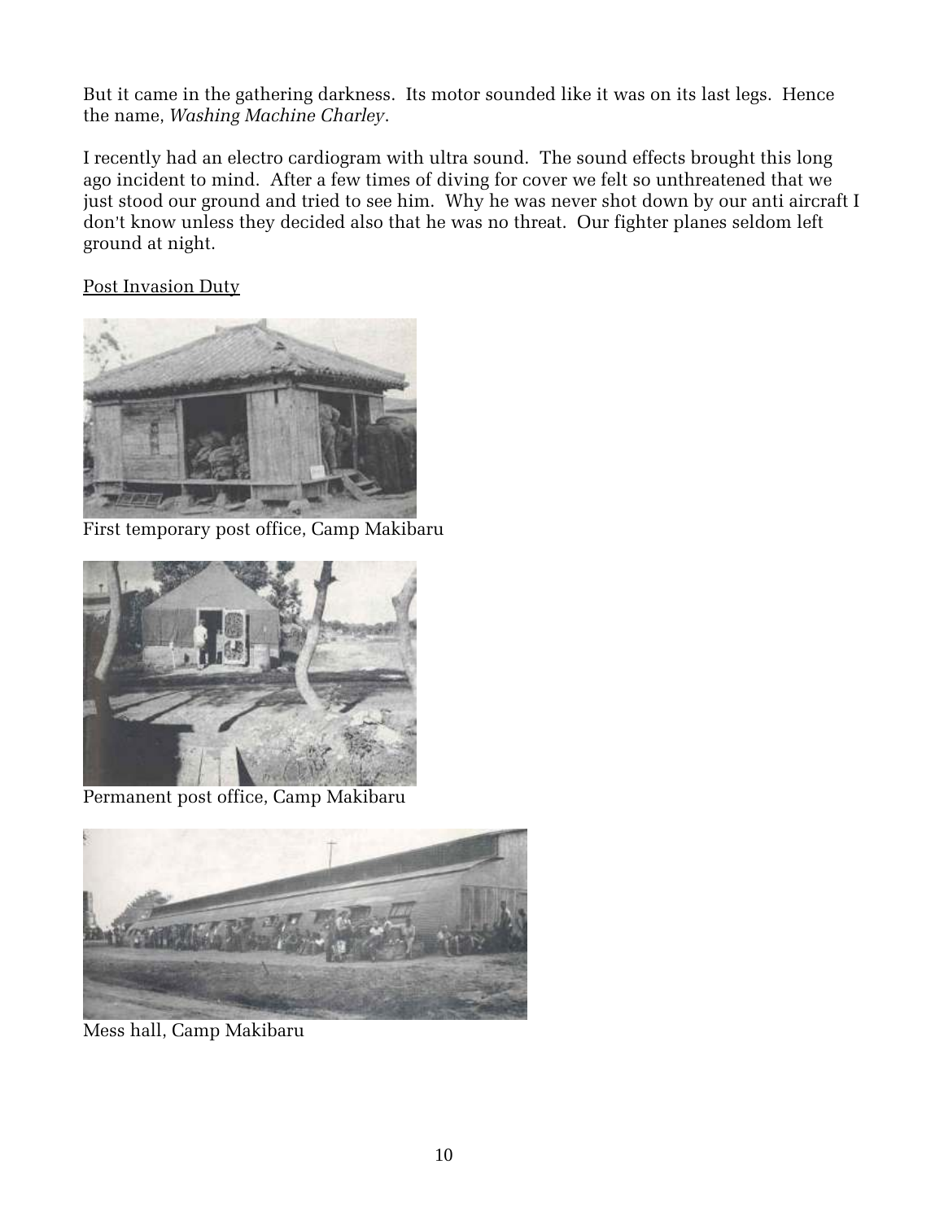But it came in the gathering darkness. Its motor sounded like it was on its last legs. Hence the name, *Washing Machine Charley*.

I recently had an electro cardiogram with ultra sound. The sound effects brought this long ago incident to mind. After a few times of diving for cover we felt so unthreatened that we just stood our ground and tried to see him. Why he was never shot down by our anti aircraft I don't know unless they decided also that he was no threat. Our fighter planes seldom left ground at night.

<u>Post Invasion Duty</u>

First temporary post office, Camp Makibaru

Permanent post office, Camp Makibaru

Mess hall, Camp Makibaru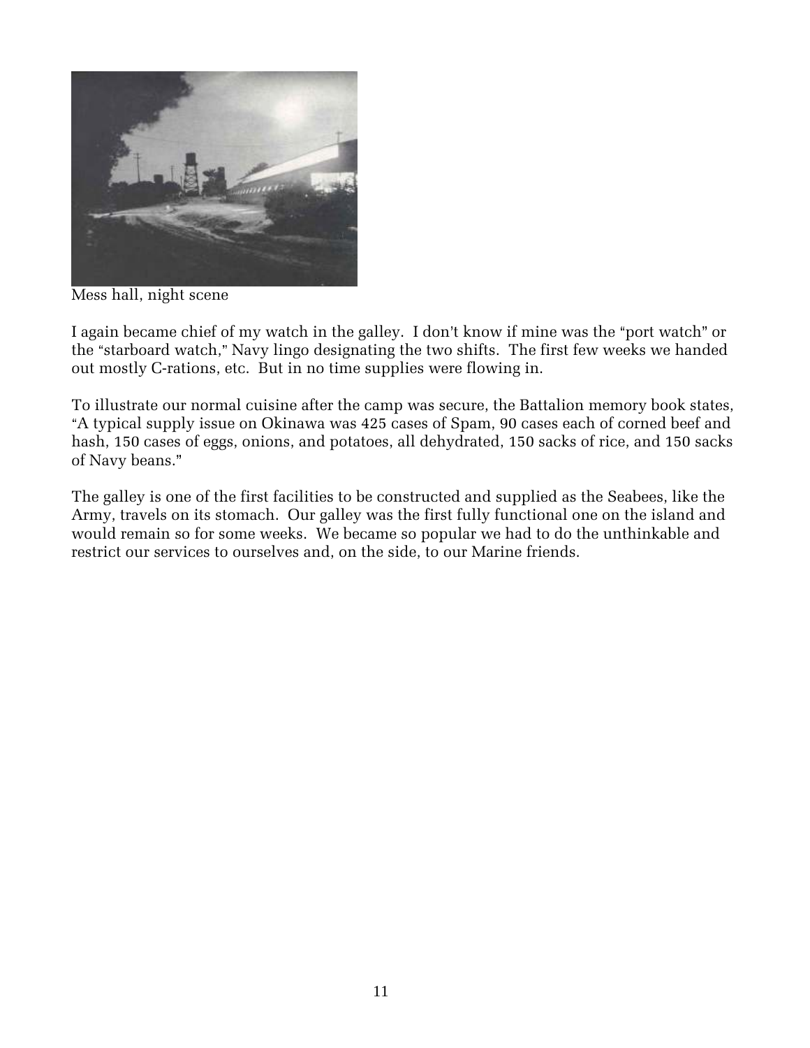Mess hall, night scene

I again became chief of my watch in the galley. I don't know if mine was the "port watch" or the "starboard watch," Navy lingo designating the two shifts. The first few weeks we handed out mostly C-rations, etc. But in no time supplies were flowing in.

To illustrate our normal cuisine after the camp was secure, the Battalion memory book states, "A typical supply issue on Okinawa was 425 cases of Spam, 90 cases each of corned beef and hash, 150 cases of eggs, onions, and potatoes, all dehydrated, 150 sacks of rice, and 150 sacks of Navy beans."

The galley is one of the first facilities to be constructed and supplied as the Seabees, like the Army, travels on its stomach. Our galley was the first fully functional one on the island and would remain so for some weeks. We became so popular we had to do the unthinkable and restrict our services to ourselves and, on the side, to our Marine friends.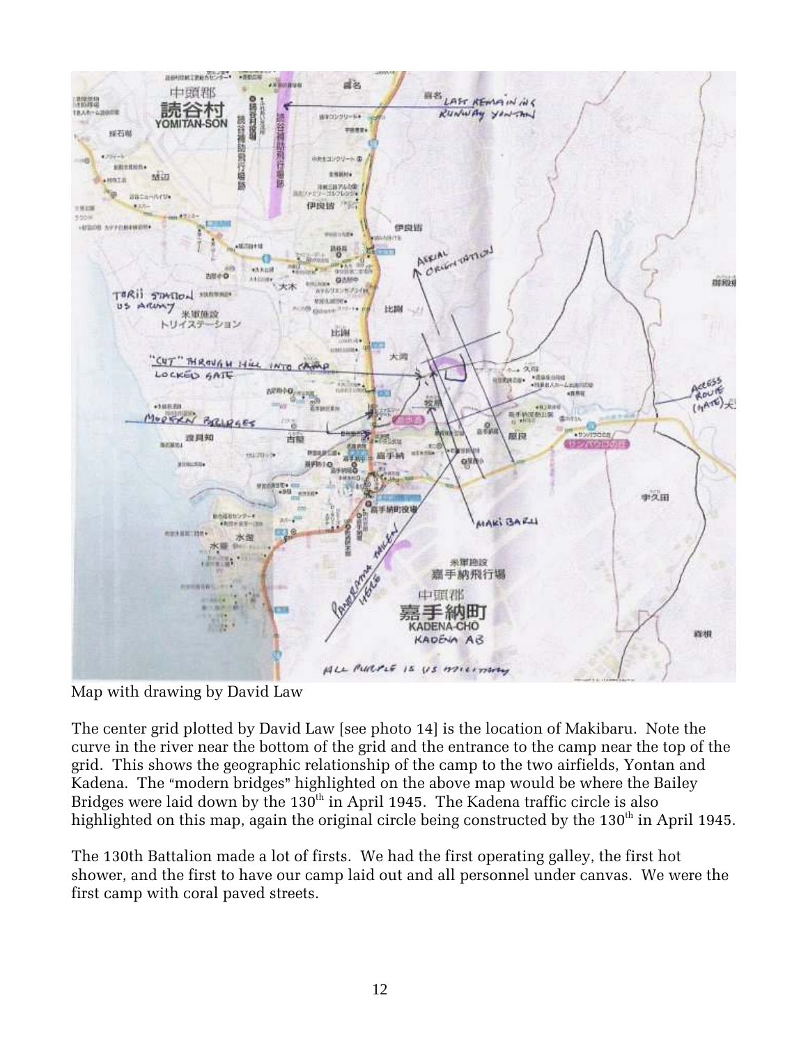Map with drawing by David Law

The center grid plotted by David Law [see photo 14] is the location of Makibaru. Note the curve in the river near the bottom of the grid and the entrance to the camp near the top of the grid. This shows the geographic relationship of the camp to the two airfields, Yontan and Kadena. The "modern bridges" highlighted on the above map would be where the Bailey Bridges were laid down by the 130th in April 1945. The Kadena traffic circle is also highlighted on this map, again the original circle being constructed by the 130th in April 1945.

The 130th Battalion made a lot of firsts. We had the first operating galley, the first hot shower, and the first to have our camp laid out and all personnel under canvas. We were the first camp with coral paved streets.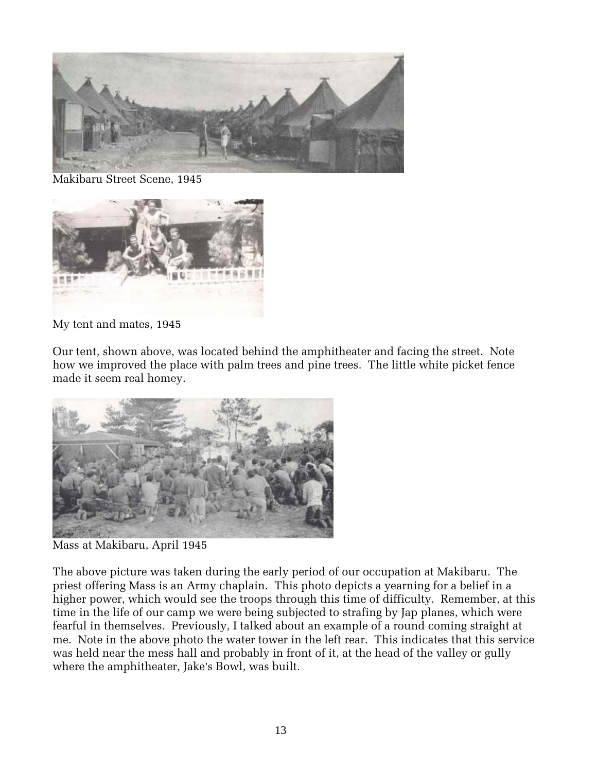Makibaru Street Scene, 1945

My tent and mates, 1945

Our tent, shown above, was located behind the amphitheater and facing the street. Note how we improved the place with palm trees and pine trees. The little white picket fence made it seem real homey.

Mass at Makibaru, April 1945

The above picture was taken during the early period of our occupation at Makibaru. The priest offering Mass is an Army chaplain. This photo depicts a yearning for a belief in a higher power, which would see the troops through this time of difficulty. Remember, at this time in the life of our camp we were being subjected to strafing by Jap planes, which were fearful in themselves. Previously, I talked about an example of a round coming straight at me. Note in the above photo the water tower in the left rear. This indicates that this service was held near the mess hall and probably in front of it, at the head of the valley or gully where the amphitheater, Jake's Bowl, was built.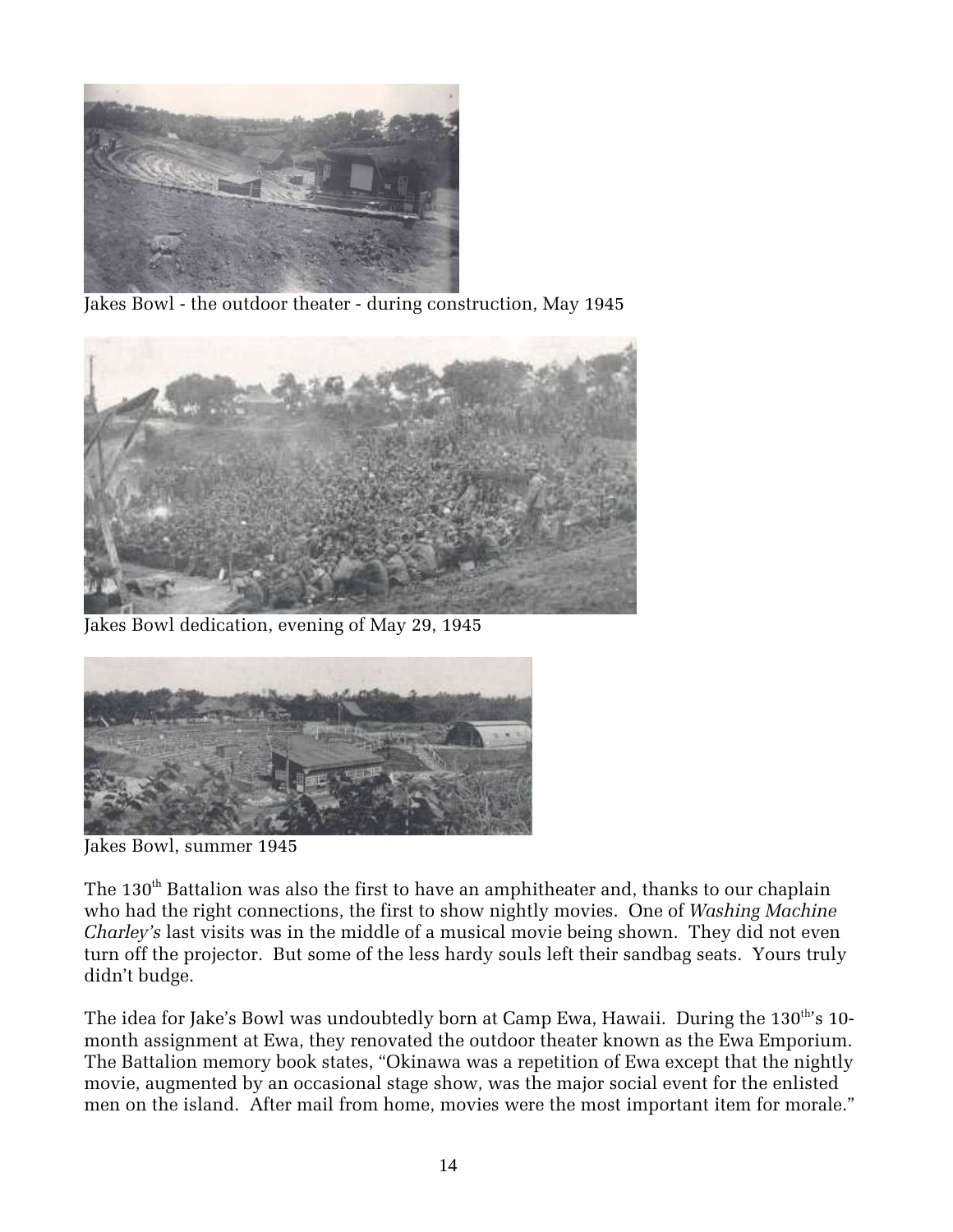Jakes Bowl - the outdoor theater - during construction, May 1945

Jakes Bowl dedication, evening of May 29, 1945

Jakes Bowl, summer 1945

The 130th Battalion was also the first to have an amphitheater and, thanks to our chaplain who had the right connections, the first to show nightly movies. One of *Washing Machine Charley's* last visits was in the middle of a musical movie being shown. They did not even turn off the projector. But some of the less hardy souls left their sandbag seats. Yours truly didn't budge.

The idea for Jake's Bowl was undoubtedly born at Camp Ewa, Hawaii. During the 130th's 10-month assignment at Ewa, they renovated the outdoor theater known as the Ewa Emporium. The Battalion memory book states, "Okinawa was a repetition of Ewa except that the nightly movie, augmented by an occasional stage show, was the major social event for the enlisted men on the island. After mail from home, movies were the most important item for morale."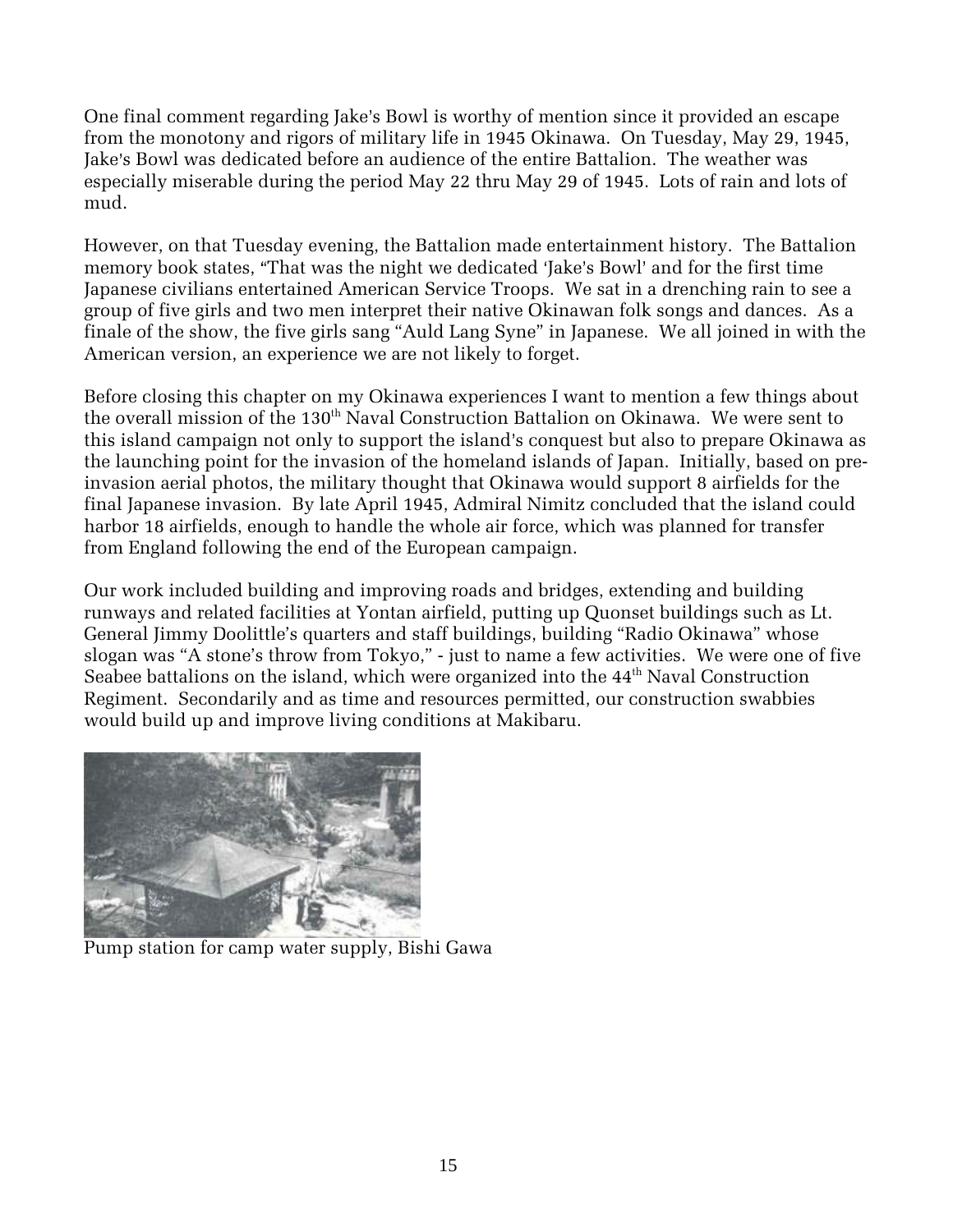One final comment regarding Jake's Bowl is worthy of mention since it provided an escape from the monotony and rigors of military life in 1945 Okinawa. On Tuesday, May 29, 1945, Jake's Bowl was dedicated before an audience of the entire Battalion. The weather was especially miserable during the period May 22 thru May 29 of 1945. Lots of rain and lots of mud.

However, on that Tuesday evening, the Battalion made entertainment history. The Battalion memory book states, "That was the night we dedicated 'Jake's Bowl' and for the first time Japanese civilians entertained American Service Troops. We sat in a drenching rain to see a group of five girls and two men interpret their native Okinawan folk songs and dances. As a finale of the show, the five girls sang "Auld Lang Syne" in Japanese. We all joined in with the American version, an experience we are not likely to forget.

Before closing this chapter on my Okinawa experiences I want to mention a few things about the overall mission of the 130th Naval Construction Battalion on Okinawa. We were sent to this island campaign not only to support the island's conquest but also to prepare Okinawa as the launching point for the invasion of the homeland islands of Japan. Initially, based on pre-invasion aerial photos, the military thought that Okinawa would support 8 airfields for the final Japanese invasion. By late April 1945, Admiral Nimitz concluded that the island could harbor 18 airfields, enough to handle the whole air force, which was planned for transfer from England following the end of the European campaign.

Our work included building and improving roads and bridges, extending and building runways and related facilities at Yontan airfield, putting up Quonset buildings such as Lt. General Jimmy Doolittle's quarters and staff buildings, building "Radio Okinawa" whose slogan was "A stone's throw from Tokyo," - just to name a few activities. We were one of five Seabee battalions on the island, which were organized into the 44th Naval Construction Regiment. Secondarily and as time and resources permitted, our construction swabbies would build up and improve living conditions at Makibaru.

Pump station for camp water supply, Bishi Gawa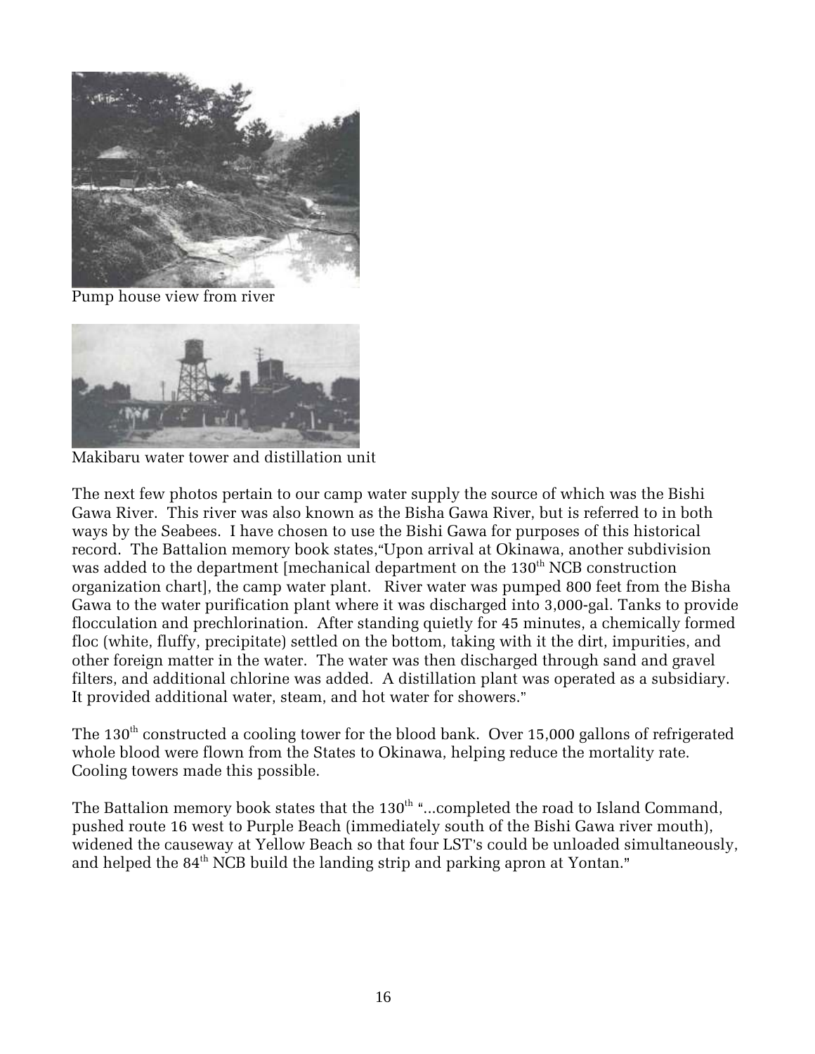Pump house view from river

Makibaru water tower and distillation unit

The next few photos pertain to our camp water supply the source of which was the Bishi Gawa River. This river was also known as the Bisha Gawa River, but is referred to in both ways by the Seabees. I have chosen to use the Bishi Gawa for purposes of this historical record. The Battalion memory book states,"Upon arrival at Okinawa, another subdivision was added to the department [mechanical department on the 130th NCB construction organization chart], the camp water plant. River water was pumped 800 feet from the Bisha Gawa to the water purification plant where it was discharged into 3,000-gal. Tanks to provide flocculation and prechlorination. After standing quietly for 45 minutes, a chemically formed floc (white, fluffy, precipitate) settled on the bottom, taking with it the dirt, impurities, and other foreign matter in the water. The water was then discharged through sand and gravel filters, and additional chlorine was added. A distillation plant was operated as a subsidiary. It provided additional water, steam, and hot water for showers."

The 130th constructed a cooling tower for the blood bank. Over 15,000 gallons of refrigerated whole blood were flown from the States to Okinawa, helping reduce the mortality rate. Cooling towers made this possible.

The Battalion memory book states that the 130th "...completed the road to Island Command, pushed route 16 west to Purple Beach (immediately south of the Bishi Gawa river mouth), widened the causeway at Yellow Beach so that four LST's could be unloaded simultaneously, and helped the 84th NCB build the landing strip and parking apron at Yontan."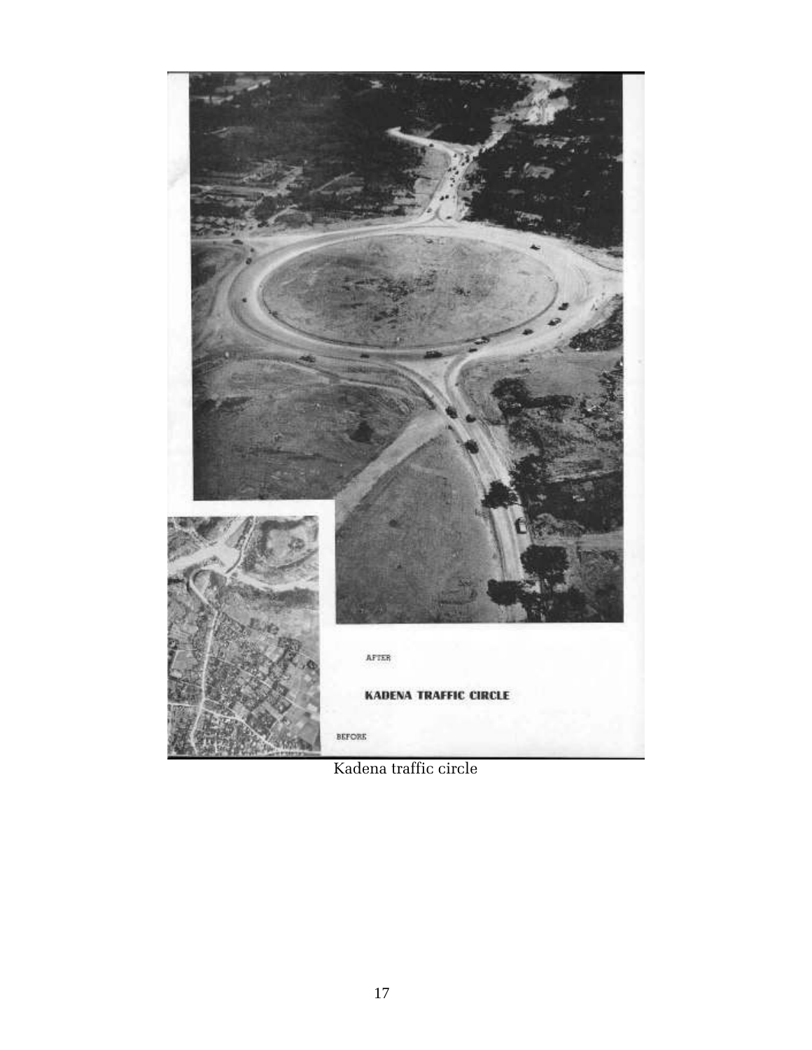AFTER

**KADENA TRAFFIC CIRCLE**

BEFORE

Kadena traffic circle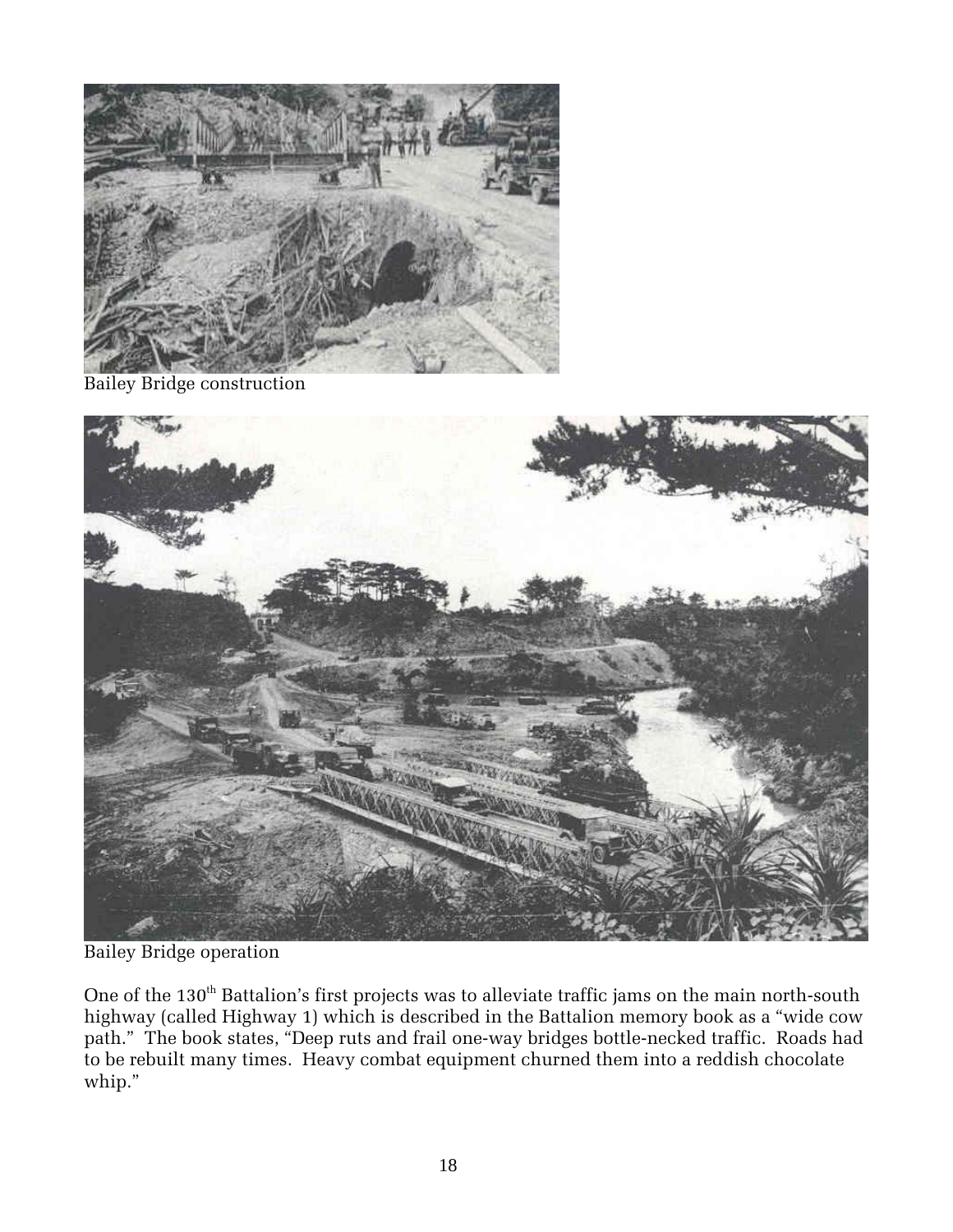Bailey Bridge construction

Bailey Bridge operation

One of the 130th Battalion's first projects was to alleviate traffic jams on the main north-south highway (called Highway 1) which is described in the Battalion memory book as a "wide cow path." The book states, "Deep ruts and frail one-way bridges bottle-necked traffic. Roads had to be rebuilt many times. Heavy combat equipment churned them into a reddish chocolate whip."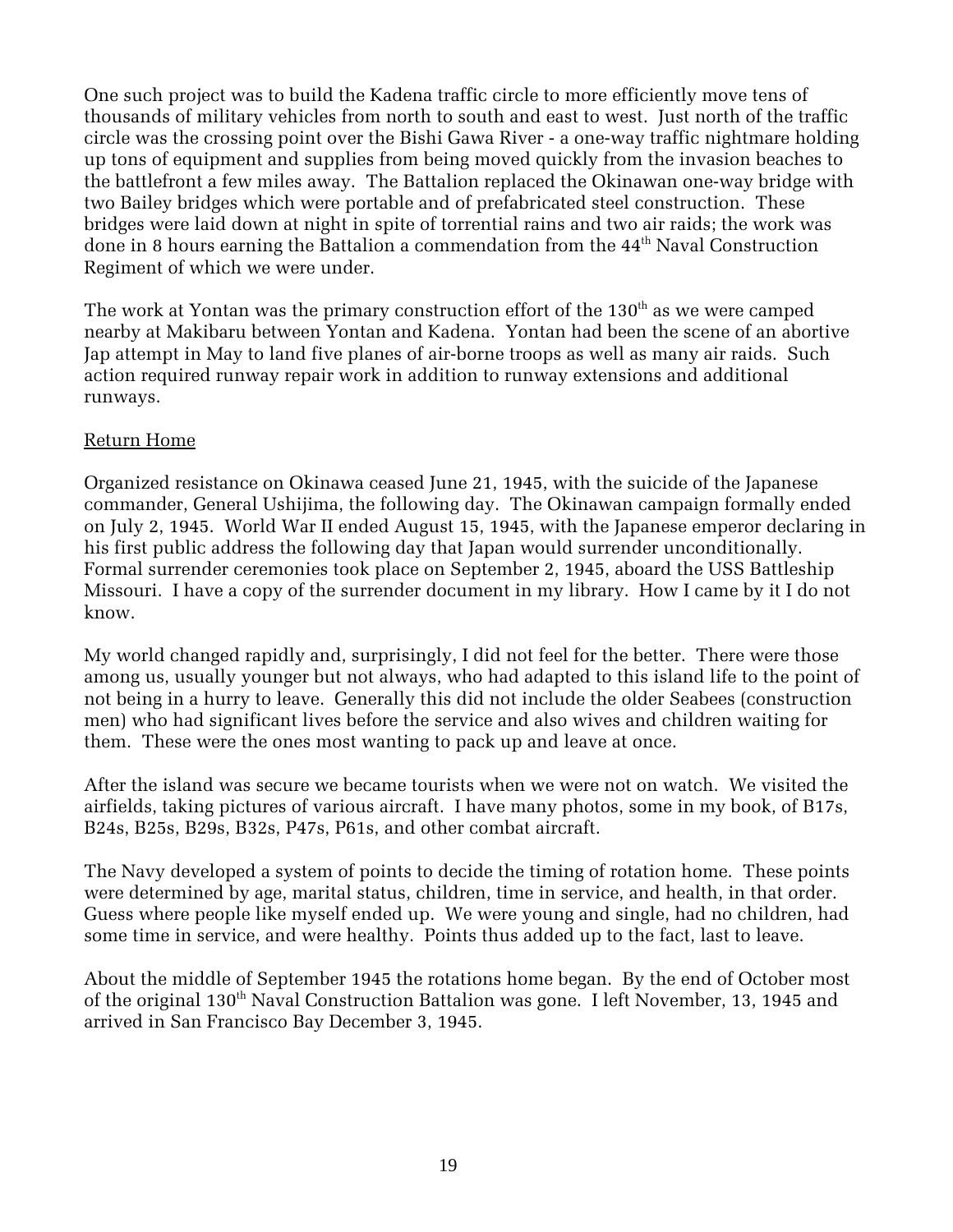One such project was to build the Kadena traffic circle to more efficiently move tens of thousands of military vehicles from north to south and east to west. Just north of the traffic circle was the crossing point over the Bishi Gawa River - a one-way traffic nightmare holding up tons of equipment and supplies from being moved quickly from the invasion beaches to the battlefront a few miles away. The Battalion replaced the Okinawan one-way bridge with two Bailey bridges which were portable and of prefabricated steel construction. These bridges were laid down at night in spite of torrential rains and two air raids; the work was done in 8 hours earning the Battalion a commendation from the 44th Naval Construction Regiment of which we were under.

The work at Yontan was the primary construction effort of the 130th as we were camped nearby at Makibaru between Yontan and Kadena. Yontan had been the scene of an abortive Jap attempt in May to land five planes of air-borne troops as well as many air raids. Such action required runway repair work in addition to runway extensions and additional runways.

## Return Home

Organized resistance on Okinawa ceased June 21, 1945, with the suicide of the Japanese commander, General Ushijima, the following day. The Okinawan campaign formally ended on July 2, 1945. World War II ended August 15, 1945, with the Japanese emperor declaring in his first public address the following day that Japan would surrender unconditionally. Formal surrender ceremonies took place on September 2, 1945, aboard the USS Battleship Missouri. I have a copy of the surrender document in my library. How I came by it I do not know.

My world changed rapidly and, surprisingly, I did not feel for the better. There were those among us, usually younger but not always, who had adapted to this island life to the point of not being in a hurry to leave. Generally this did not include the older Seabees (construction men) who had significant lives before the service and also wives and children waiting for them. These were the ones most wanting to pack up and leave at once.

After the island was secure we became tourists when we were not on watch. We visited the airfields, taking pictures of various aircraft. I have many photos, some in my book, of B17s, B24s, B25s, B29s, B32s, P47s, P61s, and other combat aircraft.

The Navy developed a system of points to decide the timing of rotation home. These points were determined by age, marital status, children, time in service, and health, in that order. Guess where people like myself ended up. We were young and single, had no children, had some time in service, and were healthy. Points thus added up to the fact, last to leave.

About the middle of September 1945 the rotations home began. By the end of October most of the original 130th Naval Construction Battalion was gone. I left November, 13, 1945 and arrived in San Francisco Bay December 3, 1945.